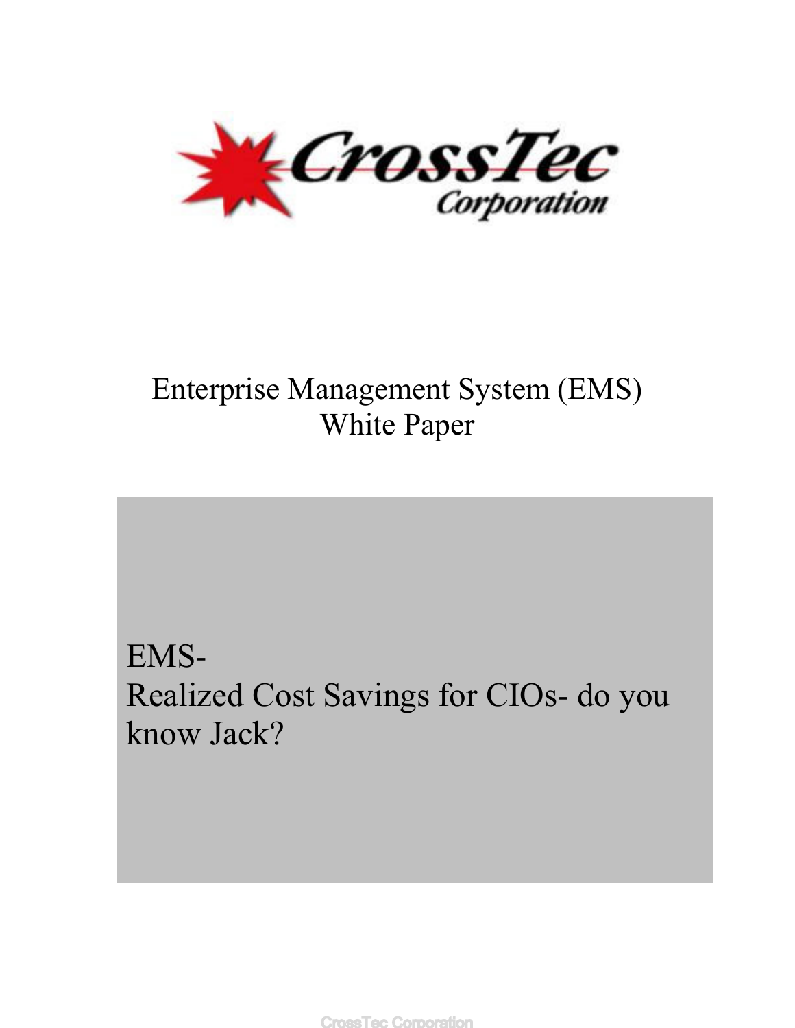CrossTec Corporation

# Enterprise Management System (EMS)
## White Paper

**EMS-**
**Realized Cost Savings for CIOs- do you know Jack?**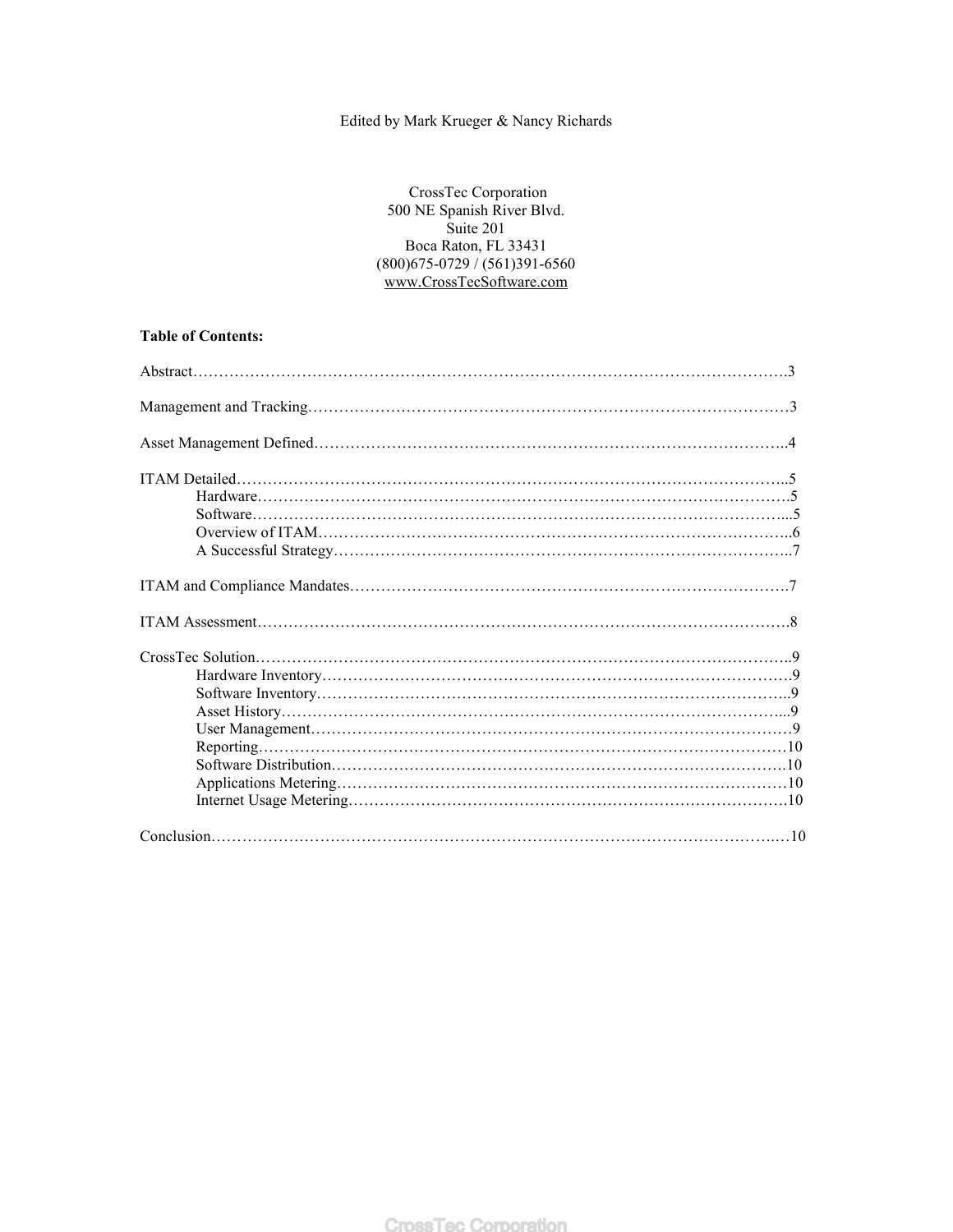Edited by Mark Krueger & Nancy Richards

CrossTec Corporation
500 NE Spanish River Blvd.
Suite 201
Boca Raton, FL 33431
(800)675-0729 / (561)391-6560
www.CrossTecSoftware.com

**Table of Contents:**

Abstract……………………………………………………………………………………………………3

Management and Tracking…………………………………………………………………………………3

Asset Management Defined………………………………………………………………………………..4

ITAM Detailed……………………………………………………………………………………………..5
- Hardware………………………………………………………………………………………….5
- Software…………………………………………………………………………………………...5
- Overview of ITAM………………………………………………………………………………..6
- A Successful Strategy……………………………………………………………………………..7

ITAM and Compliance Mandates………………………………………………………………………….7

ITAM Assessment………………………………………………………………………………………….8

CrossTec Solution…………………………………………………………………………………………..9
- Hardware Inventory……………………………………………………………………………….9
- Software Inventory………………………………………………………………………………..9
- Asset History……………………………………………………………………………………...9
- User Management…………………………………………………………………………………9
- Reporting…………………………………………………………………………………………10
- Software Distribution…………………………………………………………………………….10
- Applications Metering…………………………………………………………………………...10
- Internet Usage Metering………………………………………………………………………….10

Conclusion………………………………………………………………………………………………..10

CrossTec Corporation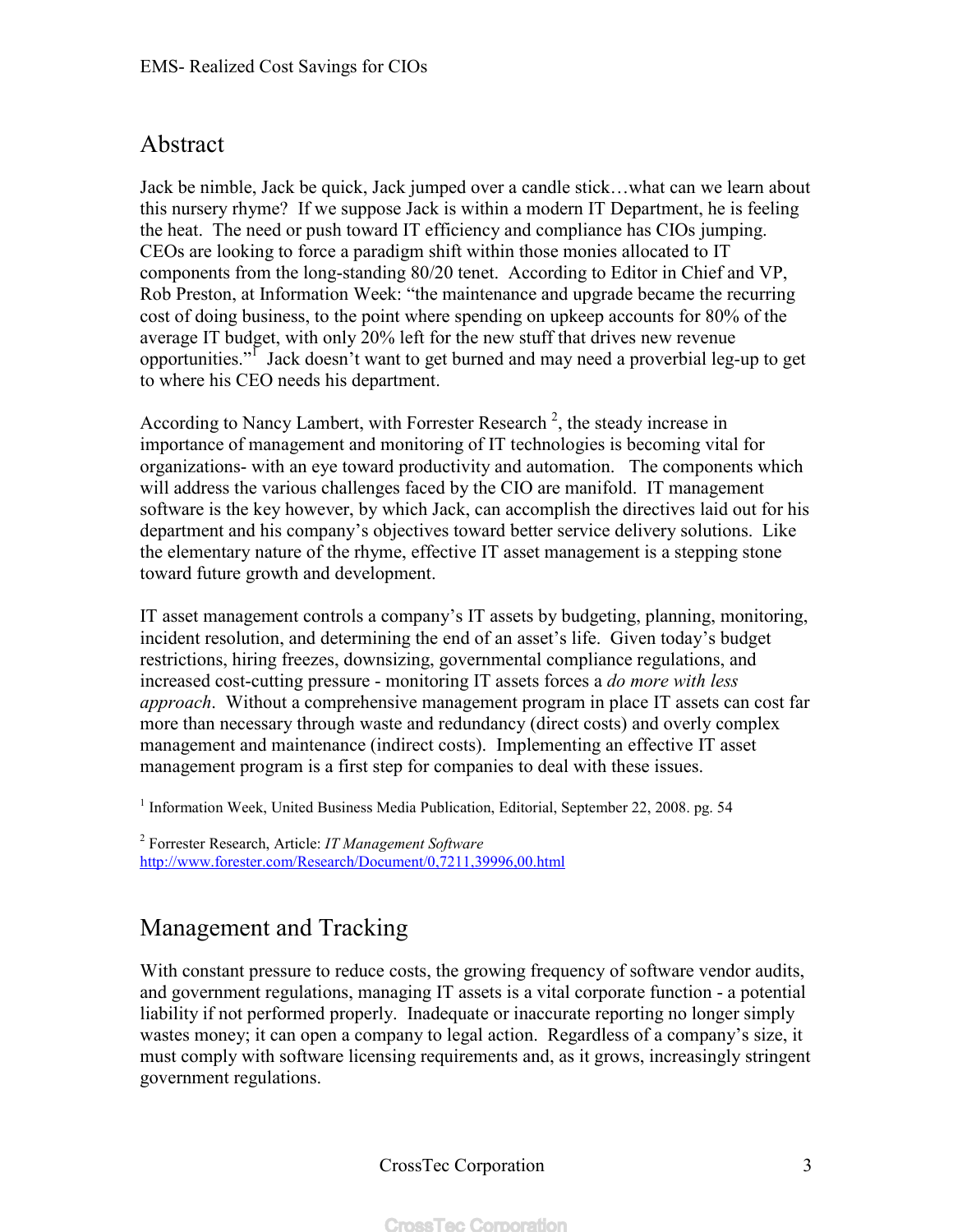## Abstract

Jack be nimble, Jack be quick, Jack jumped over a candle stick…what can we learn about this nursery rhyme? If we suppose Jack is within a modern IT Department, he is feeling the heat. The need or push toward IT efficiency and compliance has CIOs jumping. CEOs are looking to force a paradigm shift within those monies allocated to IT components from the long-standing 80/20 tenet. According to Editor in Chief and VP, Rob Preston, at Information Week: "the maintenance and upgrade became the recurring cost of doing business, to the point where spending on upkeep accounts for 80% of the average IT budget, with only 20% left for the new stuff that drives new revenue opportunities."[1] Jack doesn't want to get burned and may need a proverbial leg-up to get to where his CEO needs his department.

According to Nancy Lambert, with Forrester Research [2], the steady increase in importance of management and monitoring of IT technologies is becoming vital for organizations- with an eye toward productivity and automation. The components which will address the various challenges faced by the CIO are manifold. IT management software is the key however, by which Jack, can accomplish the directives laid out for his department and his company's objectives toward better service delivery solutions. Like the elementary nature of the rhyme, effective IT asset management is a stepping stone toward future growth and development.

IT asset management controls a company's IT assets by budgeting, planning, monitoring, incident resolution, and determining the end of an asset's life. Given today's budget restrictions, hiring freezes, downsizing, governmental compliance regulations, and increased cost-cutting pressure - monitoring IT assets forces a *do more with less approach*. Without a comprehensive management program in place IT assets can cost far more than necessary through waste and redundancy (direct costs) and overly complex management and maintenance (indirect costs). Implementing an effective IT asset management program is a first step for companies to deal with these issues.

[1] Information Week, United Business Media Publication, Editorial, September 22, 2008. pg. 54

[2] Forrester Research, Article: *IT Management Software*
http://www.forester.com/Research/Document/0,7211,39996,00.html

## Management and Tracking

With constant pressure to reduce costs, the growing frequency of software vendor audits, and government regulations, managing IT assets is a vital corporate function - a potential liability if not performed properly. Inadequate or inaccurate reporting no longer simply wastes money; it can open a company to legal action. Regardless of a company's size, it must comply with software licensing requirements and, as it grows, increasingly stringent government regulations.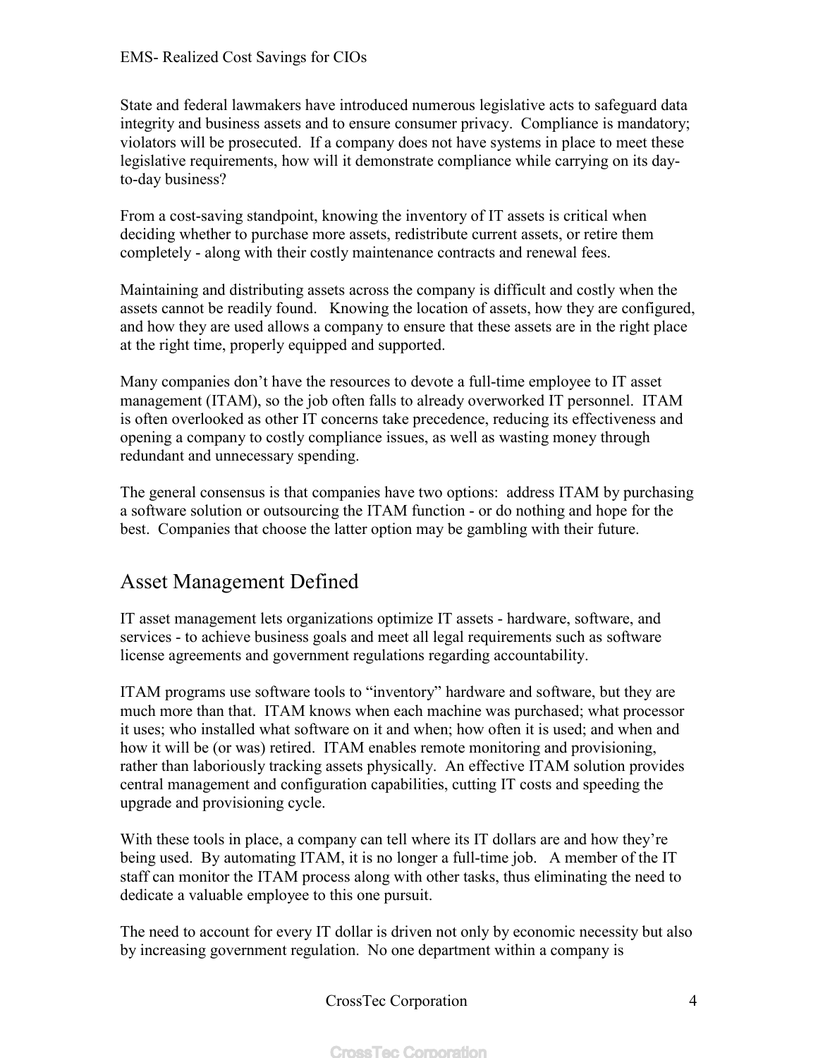State and federal lawmakers have introduced numerous legislative acts to safeguard data integrity and business assets and to ensure consumer privacy. Compliance is mandatory; violators will be prosecuted. If a company does not have systems in place to meet these legislative requirements, how will it demonstrate compliance while carrying on its day-to-day business?

From a cost-saving standpoint, knowing the inventory of IT assets is critical when deciding whether to purchase more assets, redistribute current assets, or retire them completely - along with their costly maintenance contracts and renewal fees.

Maintaining and distributing assets across the company is difficult and costly when the assets cannot be readily found. Knowing the location of assets, how they are configured, and how they are used allows a company to ensure that these assets are in the right place at the right time, properly equipped and supported.

Many companies don't have the resources to devote a full-time employee to IT asset management (ITAM), so the job often falls to already overworked IT personnel. ITAM is often overlooked as other IT concerns take precedence, reducing its effectiveness and opening a company to costly compliance issues, as well as wasting money through redundant and unnecessary spending.

The general consensus is that companies have two options: address ITAM by purchasing a software solution or outsourcing the ITAM function - or do nothing and hope for the best. Companies that choose the latter option may be gambling with their future.

## Asset Management Defined

IT asset management lets organizations optimize IT assets - hardware, software, and services - to achieve business goals and meet all legal requirements such as software license agreements and government regulations regarding accountability.

ITAM programs use software tools to "inventory" hardware and software, but they are much more than that. ITAM knows when each machine was purchased; what processor it uses; who installed what software on it and when; how often it is used; and when and how it will be (or was) retired. ITAM enables remote monitoring and provisioning, rather than laboriously tracking assets physically. An effective ITAM solution provides central management and configuration capabilities, cutting IT costs and speeding the upgrade and provisioning cycle.

With these tools in place, a company can tell where its IT dollars are and how they're being used. By automating ITAM, it is no longer a full-time job. A member of the IT staff can monitor the ITAM process along with other tasks, thus eliminating the need to dedicate a valuable employee to this one pursuit.

The need to account for every IT dollar is driven not only by economic necessity but also by increasing government regulation. No one department within a company is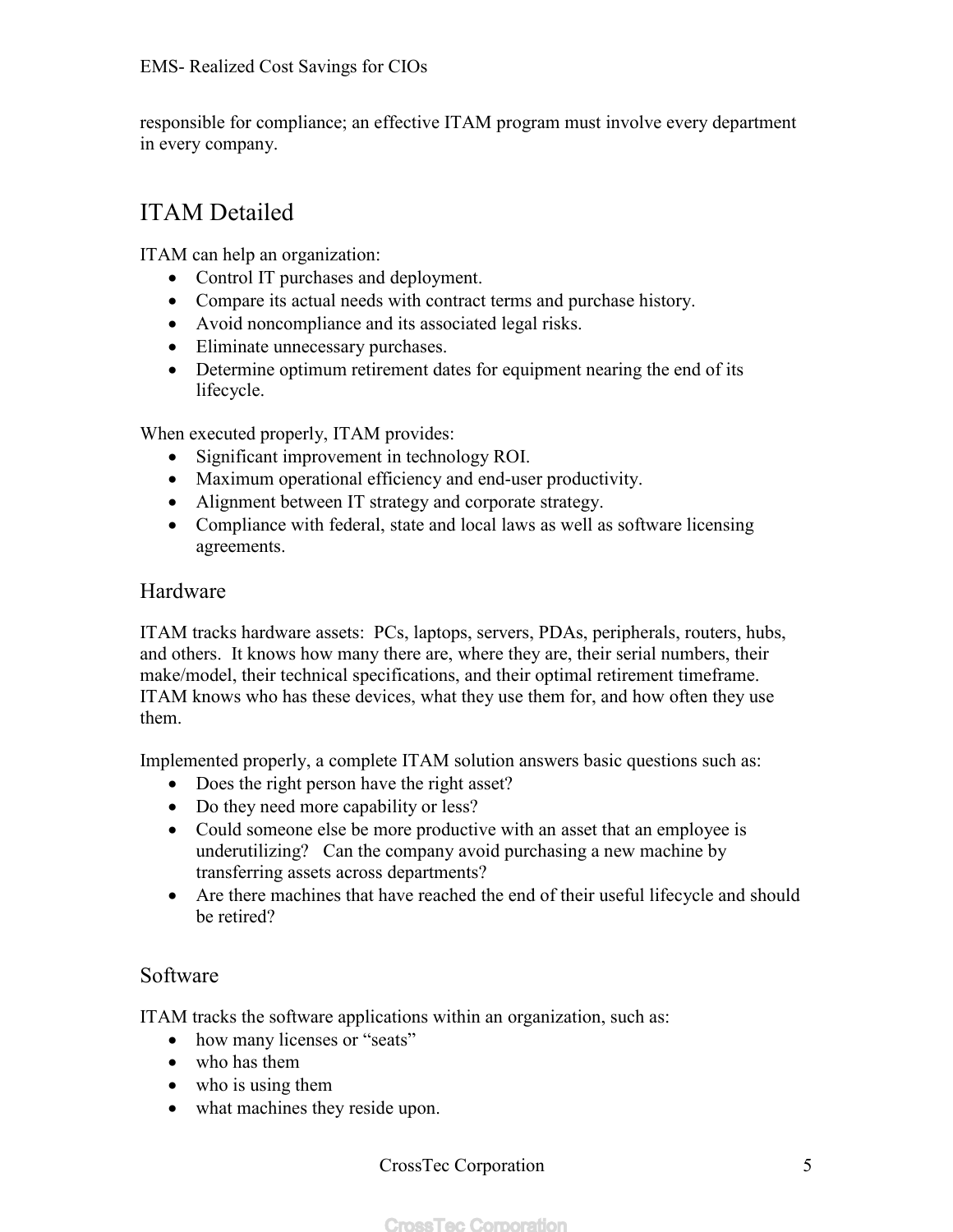responsible for compliance; an effective ITAM program must involve every department in every company.

## ITAM Detailed

ITAM can help an organization:

- Control IT purchases and deployment.
- Compare its actual needs with contract terms and purchase history.
- Avoid noncompliance and its associated legal risks.
- Eliminate unnecessary purchases.
- Determine optimum retirement dates for equipment nearing the end of its lifecycle.

When executed properly, ITAM provides:

- Significant improvement in technology ROI.
- Maximum operational efficiency and end-user productivity.
- Alignment between IT strategy and corporate strategy.
- Compliance with federal, state and local laws as well as software licensing agreements.

### Hardware

ITAM tracks hardware assets: PCs, laptops, servers, PDAs, peripherals, routers, hubs, and others. It knows how many there are, where they are, their serial numbers, their make/model, their technical specifications, and their optimal retirement timeframe. ITAM knows who has these devices, what they use them for, and how often they use them.

Implemented properly, a complete ITAM solution answers basic questions such as:

- Does the right person have the right asset?
- Do they need more capability or less?
- Could someone else be more productive with an asset that an employee is underutilizing? Can the company avoid purchasing a new machine by transferring assets across departments?
- Are there machines that have reached the end of their useful lifecycle and should be retired?

### Software

ITAM tracks the software applications within an organization, such as:

- how many licenses or "seats"
- who has them
- who is using them
- what machines they reside upon.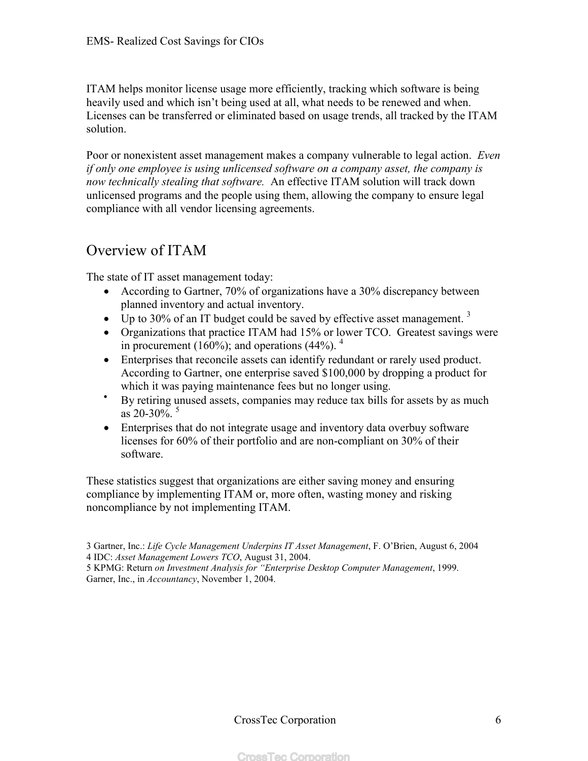ITAM helps monitor license usage more efficiently, tracking which software is being heavily used and which isn't being used at all, what needs to be renewed and when. Licenses can be transferred or eliminated based on usage trends, all tracked by the ITAM solution.

Poor or nonexistent asset management makes a company vulnerable to legal action. *Even if only one employee is using unlicensed software on a company asset, the company is now technically stealing that software.* An effective ITAM solution will track down unlicensed programs and the people using them, allowing the company to ensure legal compliance with all vendor licensing agreements.

## Overview of ITAM

The state of IT asset management today:

- According to Gartner, 70% of organizations have a 30% discrepancy between planned inventory and actual inventory.
- Up to 30% of an IT budget could be saved by effective asset management. [3]
- Organizations that practice ITAM had 15% or lower TCO. Greatest savings were in procurement (160%); and operations (44%). [4]
- Enterprises that reconcile assets can identify redundant or rarely used product. According to Gartner, one enterprise saved $100,000 by dropping a product for which it was paying maintenance fees but no longer using.
- By retiring unused assets, companies may reduce tax bills for assets by as much as 20-30%. [5]
- Enterprises that do not integrate usage and inventory data overbuy software licenses for 60% of their portfolio and are non-compliant on 30% of their software.

These statistics suggest that organizations are either saving money and ensuring compliance by implementing ITAM or, more often, wasting money and risking noncompliance by not implementing ITAM.

3 Gartner, Inc.: *Life Cycle Management Underpins IT Asset Management*, F. O'Brien, August 6, 2004
4 IDC: *Asset Management Lowers TCO*, August 31, 2004.
5 KPMG: Return *on Investment Analysis for "Enterprise Desktop Computer Management*, 1999.
Garner, Inc., in *Accountancy*, November 1, 2004.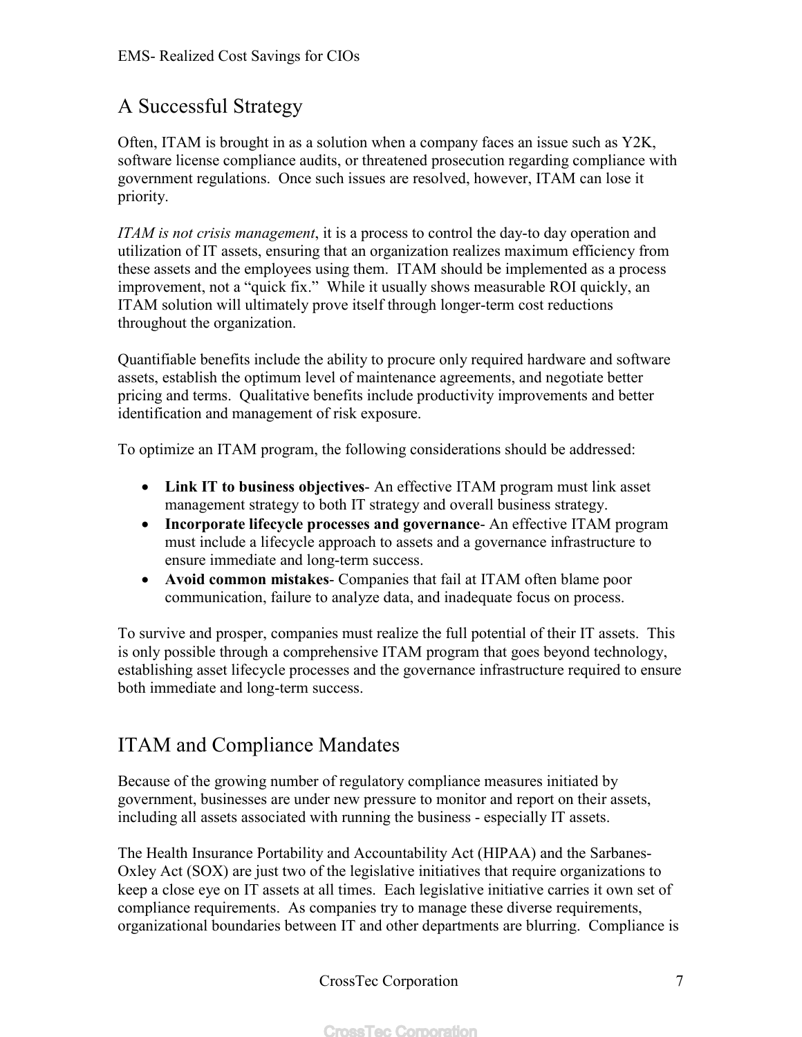## A Successful Strategy

Often, ITAM is brought in as a solution when a company faces an issue such as Y2K, software license compliance audits, or threatened prosecution regarding compliance with government regulations. Once such issues are resolved, however, ITAM can lose it priority.

*ITAM is not crisis management*, it is a process to control the day-to day operation and utilization of IT assets, ensuring that an organization realizes maximum efficiency from these assets and the employees using them. ITAM should be implemented as a process improvement, not a "quick fix." While it usually shows measurable ROI quickly, an ITAM solution will ultimately prove itself through longer-term cost reductions throughout the organization.

Quantifiable benefits include the ability to procure only required hardware and software assets, establish the optimum level of maintenance agreements, and negotiate better pricing and terms. Qualitative benefits include productivity improvements and better identification and management of risk exposure.

To optimize an ITAM program, the following considerations should be addressed:

- **Link IT to business objectives**- An effective ITAM program must link asset management strategy to both IT strategy and overall business strategy.
- **Incorporate lifecycle processes and governance**- An effective ITAM program must include a lifecycle approach to assets and a governance infrastructure to ensure immediate and long-term success.
- **Avoid common mistakes**- Companies that fail at ITAM often blame poor communication, failure to analyze data, and inadequate focus on process.

To survive and prosper, companies must realize the full potential of their IT assets. This is only possible through a comprehensive ITAM program that goes beyond technology, establishing asset lifecycle processes and the governance infrastructure required to ensure both immediate and long-term success.

## ITAM and Compliance Mandates

Because of the growing number of regulatory compliance measures initiated by government, businesses are under new pressure to monitor and report on their assets, including all assets associated with running the business - especially IT assets.

The Health Insurance Portability and Accountability Act (HIPAA) and the Sarbanes-Oxley Act (SOX) are just two of the legislative initiatives that require organizations to keep a close eye on IT assets at all times. Each legislative initiative carries it own set of compliance requirements. As companies try to manage these diverse requirements, organizational boundaries between IT and other departments are blurring. Compliance is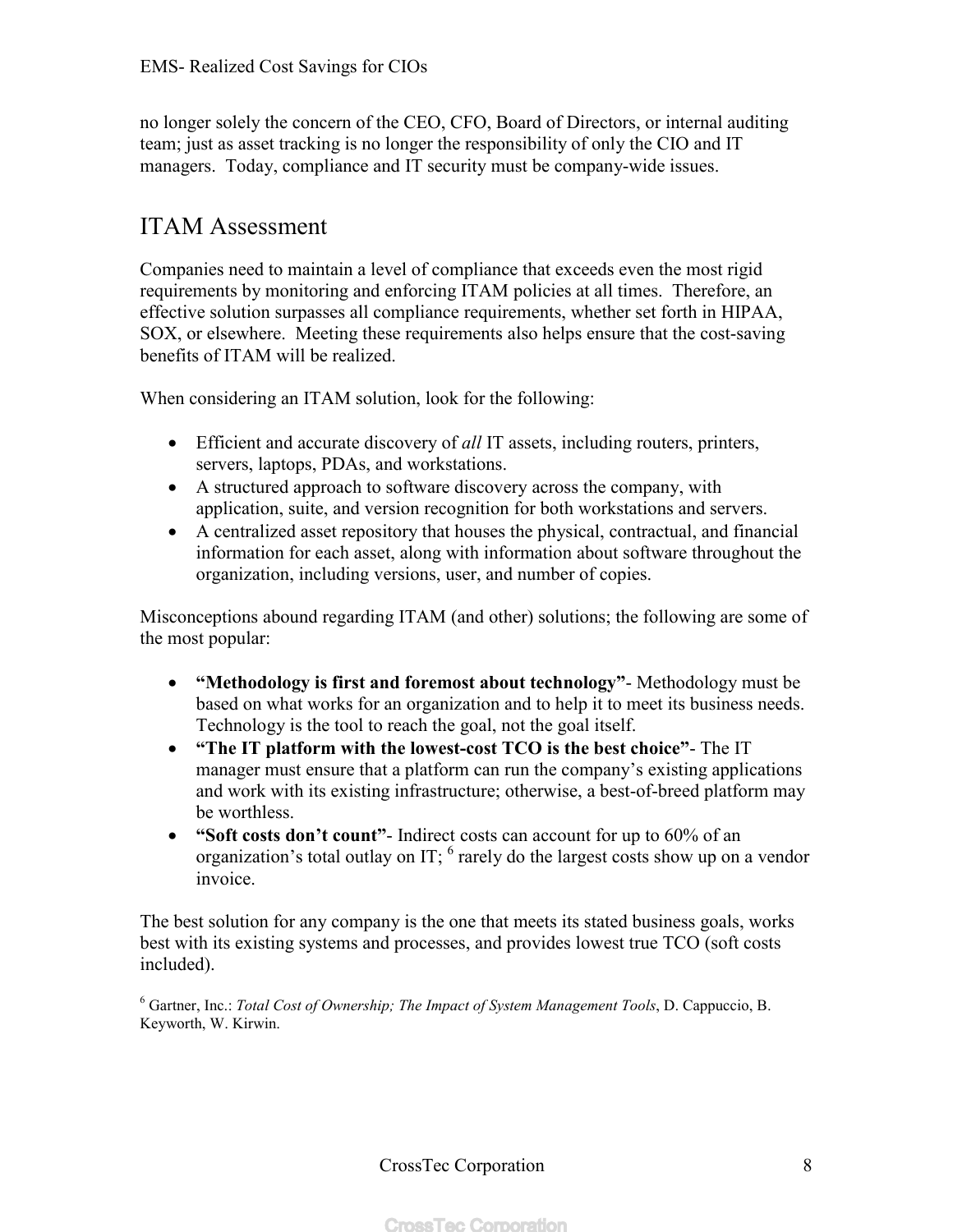no longer solely the concern of the CEO, CFO, Board of Directors, or internal auditing team; just as asset tracking is no longer the responsibility of only the CIO and IT managers. Today, compliance and IT security must be company-wide issues.

## ITAM Assessment

Companies need to maintain a level of compliance that exceeds even the most rigid requirements by monitoring and enforcing ITAM policies at all times. Therefore, an effective solution surpasses all compliance requirements, whether set forth in HIPAA, SOX, or elsewhere. Meeting these requirements also helps ensure that the cost-saving benefits of ITAM will be realized.

When considering an ITAM solution, look for the following:

- Efficient and accurate discovery of *all* IT assets, including routers, printers, servers, laptops, PDAs, and workstations.
- A structured approach to software discovery across the company, with application, suite, and version recognition for both workstations and servers.
- A centralized asset repository that houses the physical, contractual, and financial information for each asset, along with information about software throughout the organization, including versions, user, and number of copies.

Misconceptions abound regarding ITAM (and other) solutions; the following are some of the most popular:

- **“Methodology is first and foremost about technology”**- Methodology must be based on what works for an organization and to help it to meet its business needs. Technology is the tool to reach the goal, not the goal itself.
- **“The IT platform with the lowest-cost TCO is the best choice”**- The IT manager must ensure that a platform can run the company’s existing applications and work with its existing infrastructure; otherwise, a best-of-breed platform may be worthless.
- **“Soft costs don’t count”**- Indirect costs can account for up to 60% of an organization’s total outlay on IT; [6] rarely do the largest costs show up on a vendor invoice.

The best solution for any company is the one that meets its stated business goals, works best with its existing systems and processes, and provides lowest true TCO (soft costs included).

[6] Gartner, Inc.: *Total Cost of Ownership; The Impact of System Management Tools*, D. Cappuccio, B. Keyworth, W. Kirwin.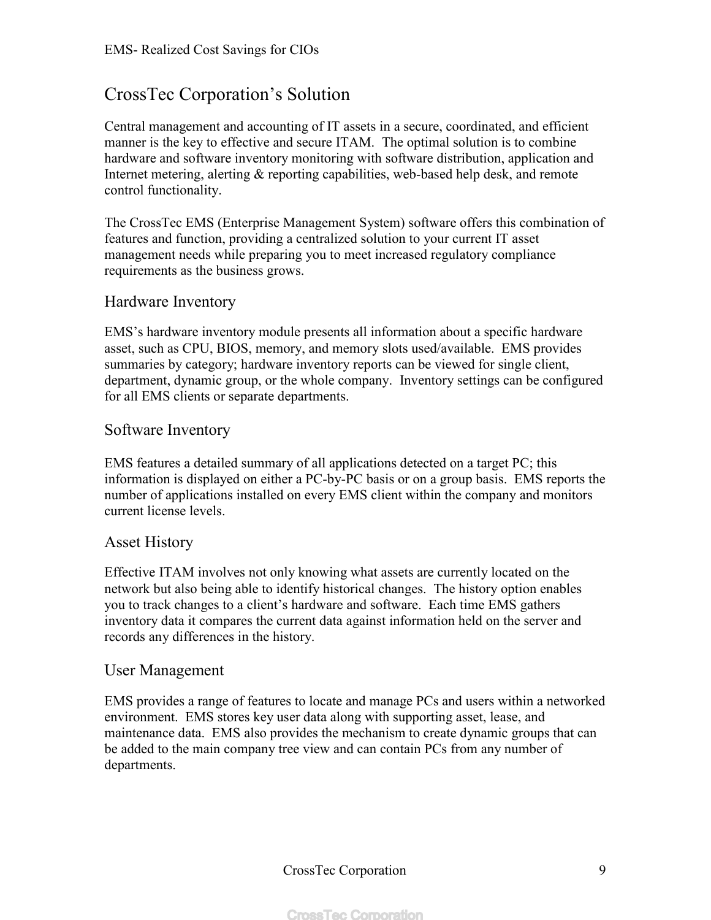# CrossTec Corporation's Solution

Central management and accounting of IT assets in a secure, coordinated, and efficient manner is the key to effective and secure ITAM. The optimal solution is to combine hardware and software inventory monitoring with software distribution, application and Internet metering, alerting & reporting capabilities, web-based help desk, and remote control functionality.

The CrossTec EMS (Enterprise Management System) software offers this combination of features and function, providing a centralized solution to your current IT asset management needs while preparing you to meet increased regulatory compliance requirements as the business grows.

## Hardware Inventory

EMS's hardware inventory module presents all information about a specific hardware asset, such as CPU, BIOS, memory, and memory slots used/available. EMS provides summaries by category; hardware inventory reports can be viewed for single client, department, dynamic group, or the whole company. Inventory settings can be configured for all EMS clients or separate departments.

## Software Inventory

EMS features a detailed summary of all applications detected on a target PC; this information is displayed on either a PC-by-PC basis or on a group basis. EMS reports the number of applications installed on every EMS client within the company and monitors current license levels.

## Asset History

Effective ITAM involves not only knowing what assets are currently located on the network but also being able to identify historical changes. The history option enables you to track changes to a client's hardware and software. Each time EMS gathers inventory data it compares the current data against information held on the server and records any differences in the history.

## User Management

EMS provides a range of features to locate and manage PCs and users within a networked environment. EMS stores key user data along with supporting asset, lease, and maintenance data. EMS also provides the mechanism to create dynamic groups that can be added to the main company tree view and can contain PCs from any number of departments.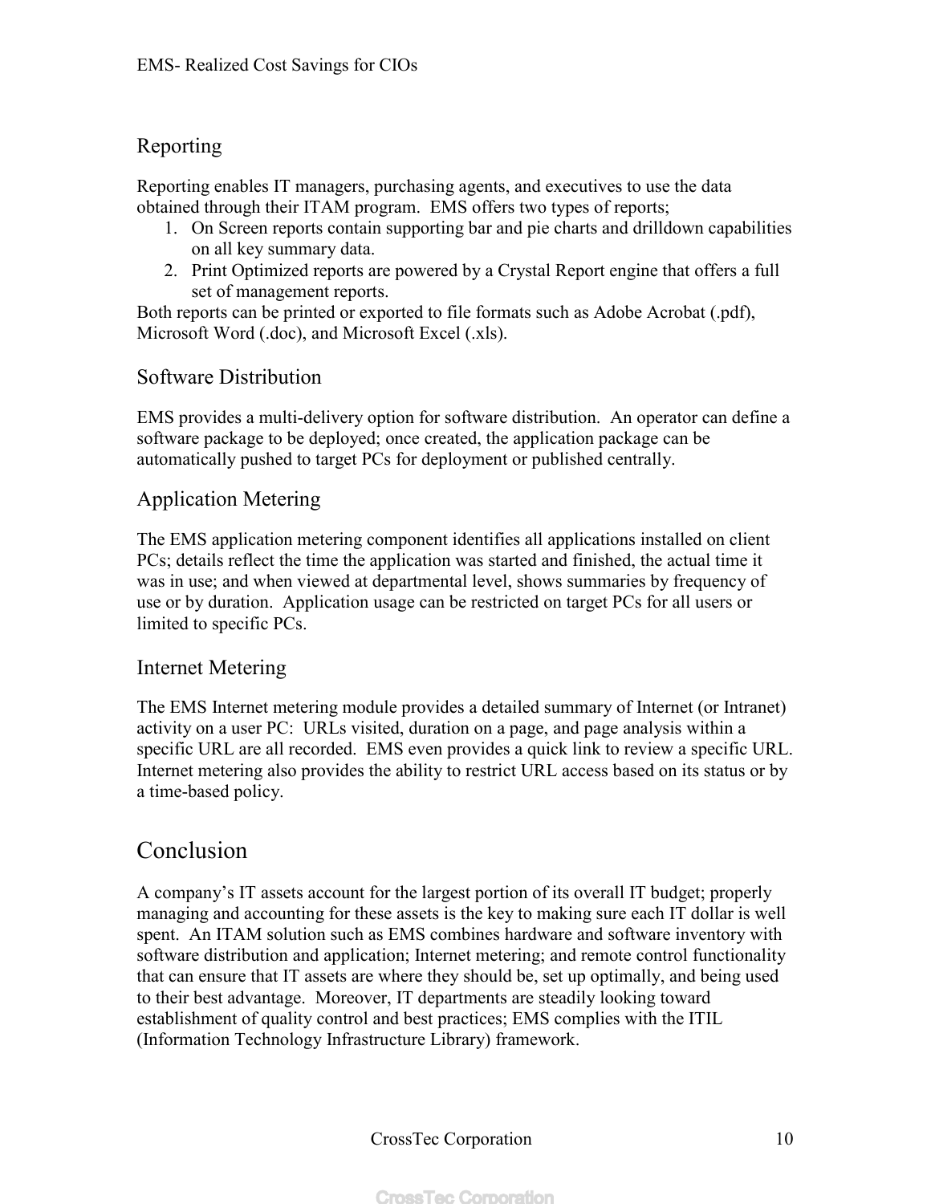## Reporting

Reporting enables IT managers, purchasing agents, and executives to use the data obtained through their ITAM program. EMS offers two types of reports;

1. On Screen reports contain supporting bar and pie charts and drilldown capabilities on all key summary data.
2. Print Optimized reports are powered by a Crystal Report engine that offers a full set of management reports.

Both reports can be printed or exported to file formats such as Adobe Acrobat (.pdf), Microsoft Word (.doc), and Microsoft Excel (.xls).

## Software Distribution

EMS provides a multi-delivery option for software distribution. An operator can define a software package to be deployed; once created, the application package can be automatically pushed to target PCs for deployment or published centrally.

## Application Metering

The EMS application metering component identifies all applications installed on client PCs; details reflect the time the application was started and finished, the actual time it was in use; and when viewed at departmental level, shows summaries by frequency of use or by duration. Application usage can be restricted on target PCs for all users or limited to specific PCs.

## Internet Metering

The EMS Internet metering module provides a detailed summary of Internet (or Intranet) activity on a user PC: URLs visited, duration on a page, and page analysis within a specific URL are all recorded. EMS even provides a quick link to review a specific URL. Internet metering also provides the ability to restrict URL access based on its status or by a time-based policy.

# Conclusion

A company's IT assets account for the largest portion of its overall IT budget; properly managing and accounting for these assets is the key to making sure each IT dollar is well spent. An ITAM solution such as EMS combines hardware and software inventory with software distribution and application; Internet metering; and remote control functionality that can ensure that IT assets are where they should be, set up optimally, and being used to their best advantage. Moreover, IT departments are steadily looking toward establishment of quality control and best practices; EMS complies with the ITIL (Information Technology Infrastructure Library) framework.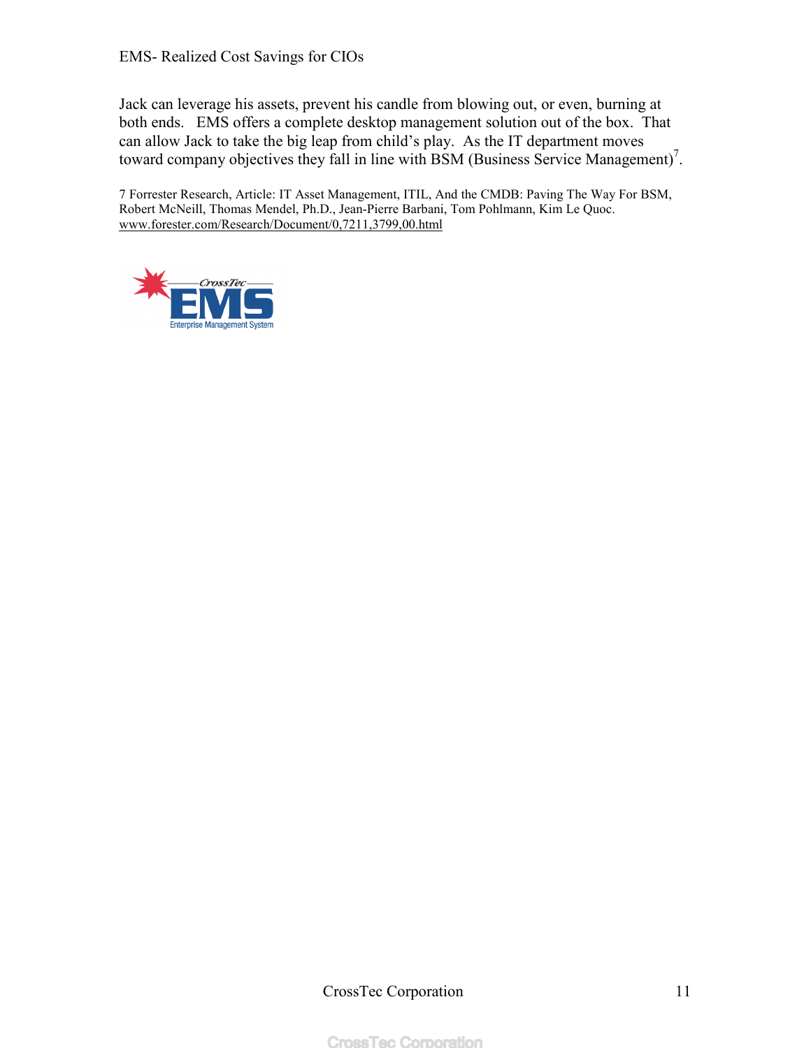Jack can leverage his assets, prevent his candle from blowing out, or even, burning at both ends. EMS offers a complete desktop management solution out of the box. That can allow Jack to take the big leap from child's play. As the IT department moves toward company objectives they fall in line with BSM (Business Service Management)[7].

7 Forrester Research, Article: IT Asset Management, ITIL, And the CMDB: Paving The Way For BSM, Robert McNeill, Thomas Mendel, Ph.D., Jean-Pierre Barbani, Tom Pohlmann, Kim Le Quoc. www.forester.com/Research/Document/0,7211,3799,00.html

CrossTec
EMS
Enterprise Management System